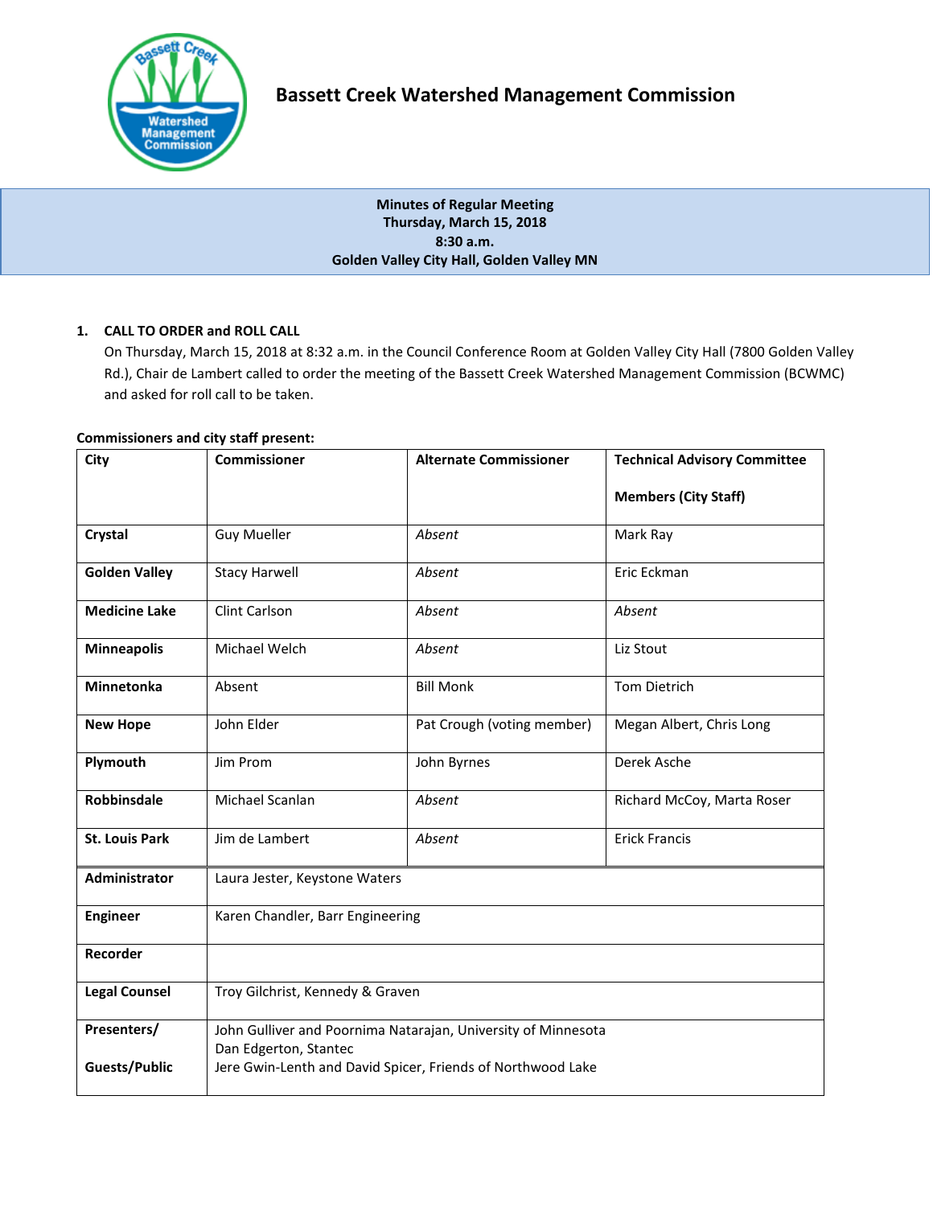# Bassett Creek Watershed Management Commission

**Minutes of Regular Meeting**
**Thursday, March 15, 2018**
**8:30 a.m.**
**Golden Valley City Hall, Golden Valley MN**

1. **CALL TO ORDER and ROLL CALL**

   On Thursday, March 15, 2018 at 8:32 a.m. in the Council Conference Room at Golden Valley City Hall (7800 Golden Valley Rd.), Chair de Lambert called to order the meeting of the Bassett Creek Watershed Management Commission (BCWMC) and asked for roll call to be taken.

**Commissioners and city staff present:**

| City | Commissioner | Alternate Commissioner | Technical Advisory Committee Members (City Staff) |
|---|---|---|---|
| **Crystal** | Guy Mueller | *Absent* | Mark Ray |
| **Golden Valley** | Stacy Harwell | *Absent* | Eric Eckman |
| **Medicine Lake** | Clint Carlson | *Absent* | *Absent* |
| **Minneapolis** | Michael Welch | *Absent* | Liz Stout |
| **Minnetonka** | Absent | Bill Monk | Tom Dietrich |
| **New Hope** | John Elder | Pat Crough (voting member) | Megan Albert, Chris Long |
| **Plymouth** | Jim Prom | John Byrnes | Derek Asche |
| **Robbinsdale** | Michael Scanlan | *Absent* | Richard McCoy, Marta Roser |
| **St. Louis Park** | Jim de Lambert | *Absent* | Erick Francis |
| **Administrator** | Laura Jester, Keystone Waters | | |
| **Engineer** | Karen Chandler, Barr Engineering | | |
| **Recorder** | | | |
| **Legal Counsel** | Troy Gilchrist, Kennedy & Graven | | |
| **Presenters/ Guests/Public** | John Gulliver and Poornima Natarajan, University of Minnesota<br>Dan Edgerton, Stantec<br>Jere Gwin-Lenth and David Spicer, Friends of Northwood Lake | | |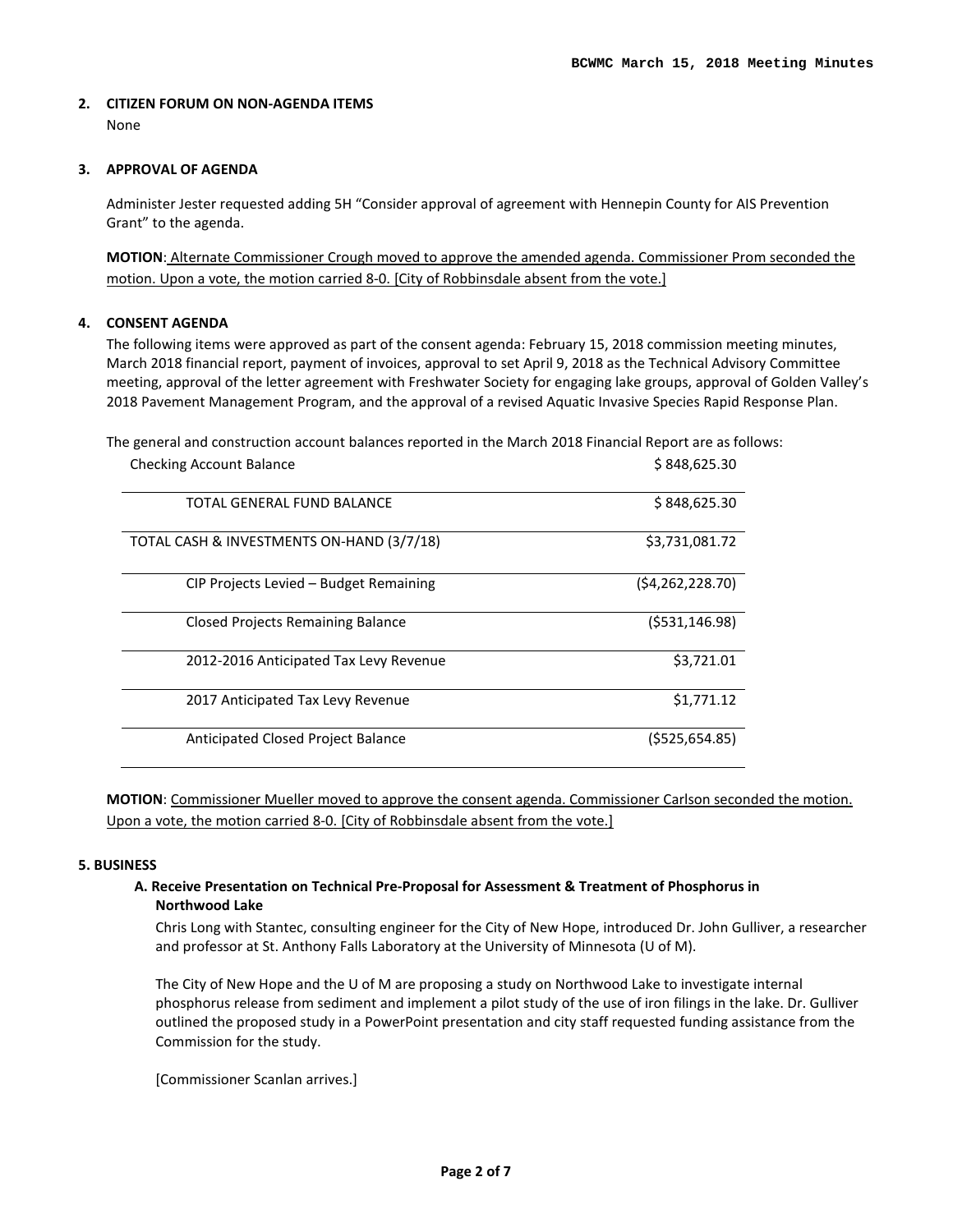**2. CITIZEN FORUM ON NON-AGENDA ITEMS**

None

**3. APPROVAL OF AGENDA**

Administer Jester requested adding 5H "Consider approval of agreement with Hennepin County for AIS Prevention Grant" to the agenda.

**MOTION**: Alternate Commissioner Crough moved to approve the amended agenda. Commissioner Prom seconded the motion. Upon a vote, the motion carried 8-0. [City of Robbinsdale absent from the vote.]

**4. CONSENT AGENDA**

The following items were approved as part of the consent agenda: February 15, 2018 commission meeting minutes, March 2018 financial report, payment of invoices, approval to set April 9, 2018 as the Technical Advisory Committee meeting, approval of the letter agreement with Freshwater Society for engaging lake groups, approval of Golden Valley's 2018 Pavement Management Program, and the approval of a revised Aquatic Invasive Species Rapid Response Plan.

The general and construction account balances reported in the March 2018 Financial Report are as follows:

| | |
|---|---|
| Checking Account Balance | $ 848,625.30 |
| TOTAL GENERAL FUND BALANCE | $ 848,625.30 |
| TOTAL CASH & INVESTMENTS ON-HAND (3/7/18) | $3,731,081.72 |
| CIP Projects Levied – Budget Remaining | ($4,262,228.70) |
| Closed Projects Remaining Balance | ($531,146.98) |
| 2012-2016 Anticipated Tax Levy Revenue | $3,721.01 |
| 2017 Anticipated Tax Levy Revenue | $1,771.12 |
| Anticipated Closed Project Balance | ($525,654.85) |

**MOTION**: Commissioner Mueller moved to approve the consent agenda. Commissioner Carlson seconded the motion. Upon a vote, the motion carried 8-0. [City of Robbinsdale absent from the vote.]

**5. BUSINESS**

**A. Receive Presentation on Technical Pre-Proposal for Assessment & Treatment of Phosphorus in Northwood Lake**

Chris Long with Stantec, consulting engineer for the City of New Hope, introduced Dr. John Gulliver, a researcher and professor at St. Anthony Falls Laboratory at the University of Minnesota (U of M).

The City of New Hope and the U of M are proposing a study on Northwood Lake to investigate internal phosphorus release from sediment and implement a pilot study of the use of iron filings in the lake. Dr. Gulliver outlined the proposed study in a PowerPoint presentation and city staff requested funding assistance from the Commission for the study.

[Commissioner Scanlan arrives.]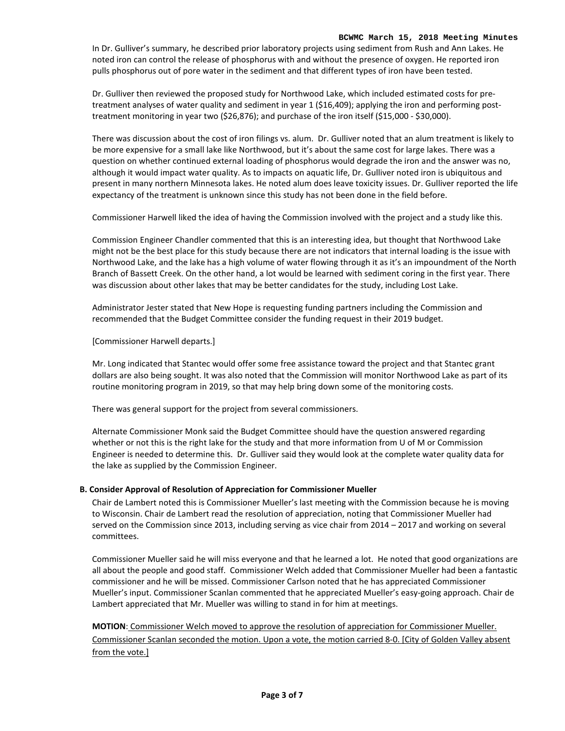In Dr. Gulliver's summary, he described prior laboratory projects using sediment from Rush and Ann Lakes. He noted iron can control the release of phosphorus with and without the presence of oxygen. He reported iron pulls phosphorus out of pore water in the sediment and that different types of iron have been tested.

Dr. Gulliver then reviewed the proposed study for Northwood Lake, which included estimated costs for pre-treatment analyses of water quality and sediment in year 1 ($16,409); applying the iron and performing post-treatment monitoring in year two ($26,876); and purchase of the iron itself ($15,000 - $30,000).

There was discussion about the cost of iron filings vs. alum. Dr. Gulliver noted that an alum treatment is likely to be more expensive for a small lake like Northwood, but it's about the same cost for large lakes. There was a question on whether continued external loading of phosphorus would degrade the iron and the answer was no, although it would impact water quality. As to impacts on aquatic life, Dr. Gulliver noted iron is ubiquitous and present in many northern Minnesota lakes. He noted alum does leave toxicity issues. Dr. Gulliver reported the life expectancy of the treatment is unknown since this study has not been done in the field before.

Commissioner Harwell liked the idea of having the Commission involved with the project and a study like this.

Commission Engineer Chandler commented that this is an interesting idea, but thought that Northwood Lake might not be the best place for this study because there are not indicators that internal loading is the issue with Northwood Lake, and the lake has a high volume of water flowing through it as it's an impoundment of the North Branch of Bassett Creek. On the other hand, a lot would be learned with sediment coring in the first year. There was discussion about other lakes that may be better candidates for the study, including Lost Lake.

Administrator Jester stated that New Hope is requesting funding partners including the Commission and recommended that the Budget Committee consider the funding request in their 2019 budget.

[Commissioner Harwell departs.]

Mr. Long indicated that Stantec would offer some free assistance toward the project and that Stantec grant dollars are also being sought. It was also noted that the Commission will monitor Northwood Lake as part of its routine monitoring program in 2019, so that may help bring down some of the monitoring costs.

There was general support for the project from several commissioners.

Alternate Commissioner Monk said the Budget Committee should have the question answered regarding whether or not this is the right lake for the study and that more information from U of M or Commission Engineer is needed to determine this. Dr. Gulliver said they would look at the complete water quality data for the lake as supplied by the Commission Engineer.

### B. Consider Approval of Resolution of Appreciation for Commissioner Mueller

Chair de Lambert noted this is Commissioner Mueller's last meeting with the Commission because he is moving to Wisconsin. Chair de Lambert read the resolution of appreciation, noting that Commissioner Mueller had served on the Commission since 2013, including serving as vice chair from 2014 – 2017 and working on several committees.

Commissioner Mueller said he will miss everyone and that he learned a lot. He noted that good organizations are all about the people and good staff. Commissioner Welch added that Commissioner Mueller had been a fantastic commissioner and he will be missed. Commissioner Carlson noted that he has appreciated Commissioner Mueller's input. Commissioner Scanlan commented that he appreciated Mueller's easy-going approach. Chair de Lambert appreciated that Mr. Mueller was willing to stand in for him at meetings.

**MOTION**: Commissioner Welch moved to approve the resolution of appreciation for Commissioner Mueller. Commissioner Scanlan seconded the motion. Upon a vote, the motion carried 8-0. [City of Golden Valley absent from the vote.]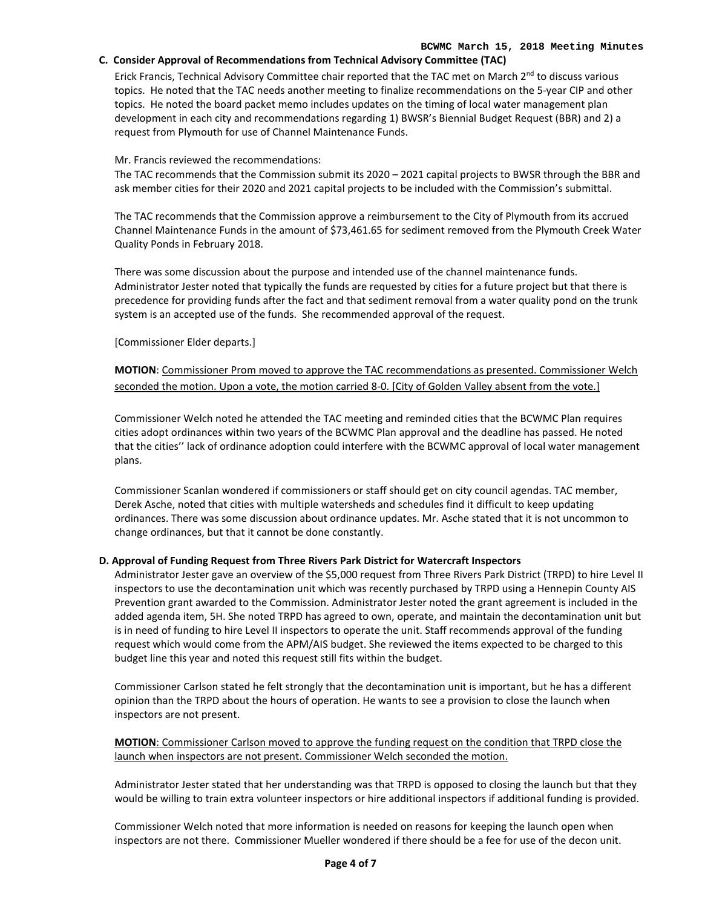### C. Consider Approval of Recommendations from Technical Advisory Committee (TAC)

Erick Francis, Technical Advisory Committee chair reported that the TAC met on March 2nd to discuss various topics. He noted that the TAC needs another meeting to finalize recommendations on the 5-year CIP and other topics. He noted the board packet memo includes updates on the timing of local water management plan development in each city and recommendations regarding 1) BWSR's Biennial Budget Request (BBR) and 2) a request from Plymouth for use of Channel Maintenance Funds.

Mr. Francis reviewed the recommendations:
The TAC recommends that the Commission submit its 2020 – 2021 capital projects to BWSR through the BBR and ask member cities for their 2020 and 2021 capital projects to be included with the Commission's submittal.

The TAC recommends that the Commission approve a reimbursement to the City of Plymouth from its accrued Channel Maintenance Funds in the amount of $73,461.65 for sediment removed from the Plymouth Creek Water Quality Ponds in February 2018.

There was some discussion about the purpose and intended use of the channel maintenance funds. Administrator Jester noted that typically the funds are requested by cities for a future project but that there is precedence for providing funds after the fact and that sediment removal from a water quality pond on the trunk system is an accepted use of the funds. She recommended approval of the request.

[Commissioner Elder departs.]

**MOTION**: Commissioner Prom moved to approve the TAC recommendations as presented. Commissioner Welch seconded the motion. Upon a vote, the motion carried 8-0. [City of Golden Valley absent from the vote.]

Commissioner Welch noted he attended the TAC meeting and reminded cities that the BCWMC Plan requires cities adopt ordinances within two years of the BCWMC Plan approval and the deadline has passed. He noted that the cities'' lack of ordinance adoption could interfere with the BCWMC approval of local water management plans.

Commissioner Scanlan wondered if commissioners or staff should get on city council agendas. TAC member, Derek Asche, noted that cities with multiple watersheds and schedules find it difficult to keep updating ordinances. There was some discussion about ordinance updates. Mr. Asche stated that it is not uncommon to change ordinances, but that it cannot be done constantly.

### D. Approval of Funding Request from Three Rivers Park District for Watercraft Inspectors

Administrator Jester gave an overview of the $5,000 request from Three Rivers Park District (TRPD) to hire Level II inspectors to use the decontamination unit which was recently purchased by TRPD using a Hennepin County AIS Prevention grant awarded to the Commission. Administrator Jester noted the grant agreement is included in the added agenda item, 5H. She noted TRPD has agreed to own, operate, and maintain the decontamination unit but is in need of funding to hire Level II inspectors to operate the unit. Staff recommends approval of the funding request which would come from the APM/AIS budget. She reviewed the items expected to be charged to this budget line this year and noted this request still fits within the budget.

Commissioner Carlson stated he felt strongly that the decontamination unit is important, but he has a different opinion than the TRPD about the hours of operation. He wants to see a provision to close the launch when inspectors are not present.

**MOTION**: Commissioner Carlson moved to approve the funding request on the condition that TRPD close the launch when inspectors are not present. Commissioner Welch seconded the motion.

Administrator Jester stated that her understanding was that TRPD is opposed to closing the launch but that they would be willing to train extra volunteer inspectors or hire additional inspectors if additional funding is provided.

Commissioner Welch noted that more information is needed on reasons for keeping the launch open when inspectors are not there. Commissioner Mueller wondered if there should be a fee for use of the decon unit.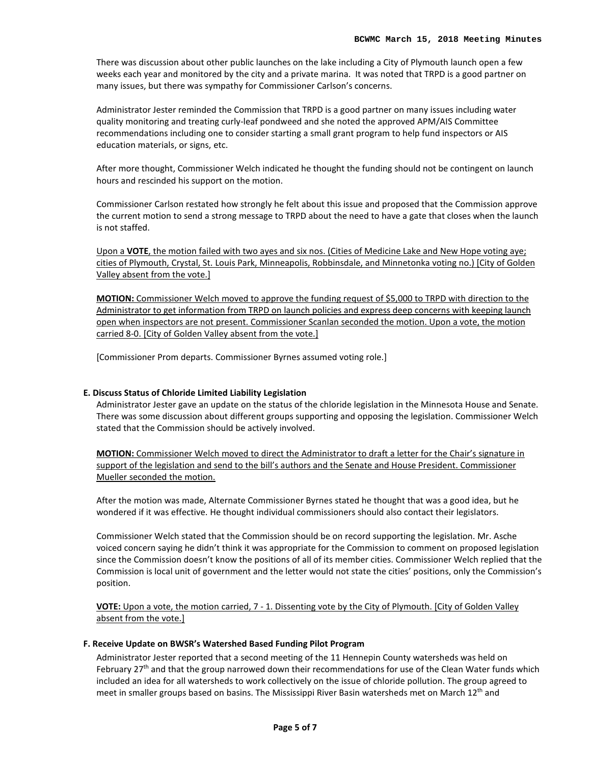There was discussion about other public launches on the lake including a City of Plymouth launch open a few weeks each year and monitored by the city and a private marina. It was noted that TRPD is a good partner on many issues, but there was sympathy for Commissioner Carlson's concerns.

Administrator Jester reminded the Commission that TRPD is a good partner on many issues including water quality monitoring and treating curly-leaf pondweed and she noted the approved APM/AIS Committee recommendations including one to consider starting a small grant program to help fund inspectors or AIS education materials, or signs, etc.

After more thought, Commissioner Welch indicated he thought the funding should not be contingent on launch hours and rescinded his support on the motion.

Commissioner Carlson restated how strongly he felt about this issue and proposed that the Commission approve the current motion to send a strong message to TRPD about the need to have a gate that closes when the launch is not staffed.

Upon a **VOTE**, the motion failed with two ayes and six nos. (Cities of Medicine Lake and New Hope voting aye; cities of Plymouth, Crystal, St. Louis Park, Minneapolis, Robbinsdale, and Minnetonka voting no.) [City of Golden Valley absent from the vote.]

**MOTION:** Commissioner Welch moved to approve the funding request of $5,000 to TRPD with direction to the Administrator to get information from TRPD on launch policies and express deep concerns with keeping launch open when inspectors are not present. Commissioner Scanlan seconded the motion. Upon a vote, the motion carried 8-0. [City of Golden Valley absent from the vote.]

[Commissioner Prom departs. Commissioner Byrnes assumed voting role.]

**E. Discuss Status of Chloride Limited Liability Legislation**

Administrator Jester gave an update on the status of the chloride legislation in the Minnesota House and Senate. There was some discussion about different groups supporting and opposing the legislation. Commissioner Welch stated that the Commission should be actively involved.

**MOTION:** Commissioner Welch moved to direct the Administrator to draft a letter for the Chair's signature in support of the legislation and send to the bill's authors and the Senate and House President. Commissioner Mueller seconded the motion.

After the motion was made, Alternate Commissioner Byrnes stated he thought that was a good idea, but he wondered if it was effective. He thought individual commissioners should also contact their legislators.

Commissioner Welch stated that the Commission should be on record supporting the legislation. Mr. Asche voiced concern saying he didn't think it was appropriate for the Commission to comment on proposed legislation since the Commission doesn't know the positions of all of its member cities. Commissioner Welch replied that the Commission is local unit of government and the letter would not state the cities' positions, only the Commission's position.

**VOTE:** Upon a vote, the motion carried, 7 - 1. Dissenting vote by the City of Plymouth. [City of Golden Valley absent from the vote.]

**F. Receive Update on BWSR's Watershed Based Funding Pilot Program**

Administrator Jester reported that a second meeting of the 11 Hennepin County watersheds was held on February 27th and that the group narrowed down their recommendations for use of the Clean Water funds which included an idea for all watersheds to work collectively on the issue of chloride pollution. The group agreed to meet in smaller groups based on basins. The Mississippi River Basin watersheds met on March 12th and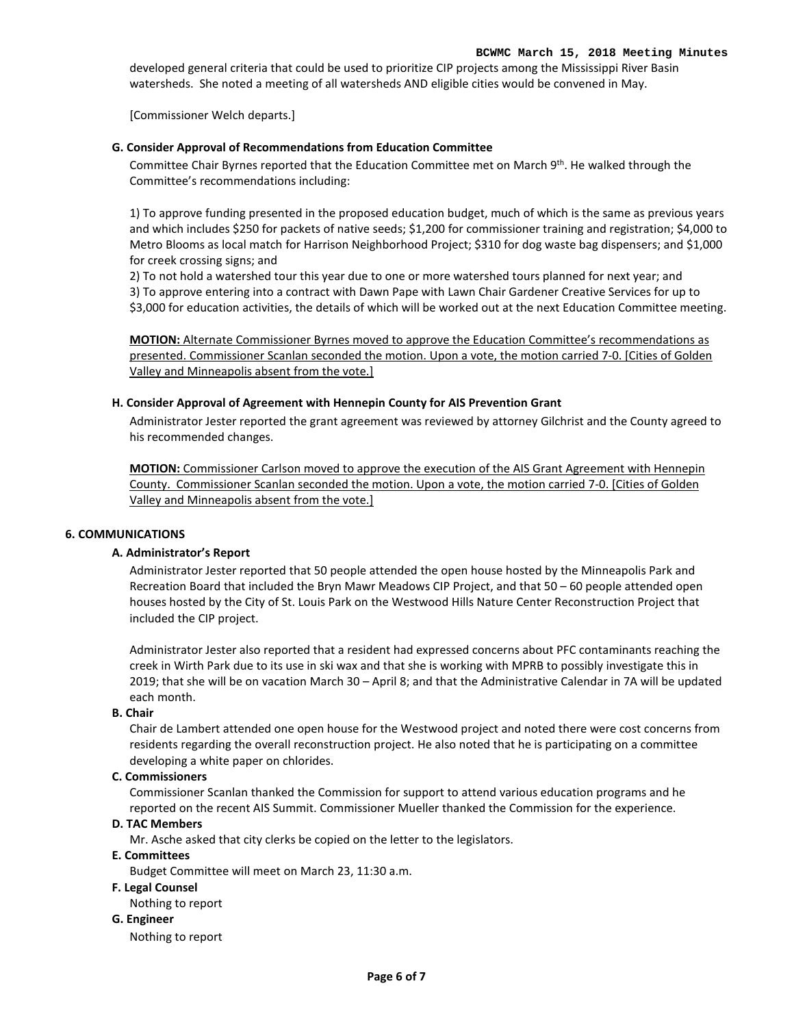developed general criteria that could be used to prioritize CIP projects among the Mississippi River Basin watersheds. She noted a meeting of all watersheds AND eligible cities would be convened in May.

[Commissioner Welch departs.]

### G. Consider Approval of Recommendations from Education Committee

Committee Chair Byrnes reported that the Education Committee met on March 9th. He walked through the Committee's recommendations including:

1) To approve funding presented in the proposed education budget, much of which is the same as previous years and which includes $250 for packets of native seeds; $1,200 for commissioner training and registration; $4,000 to Metro Blooms as local match for Harrison Neighborhood Project; $310 for dog waste bag dispensers; and $1,000 for creek crossing signs; and
2) To not hold a watershed tour this year due to one or more watershed tours planned for next year; and
3) To approve entering into a contract with Dawn Pape with Lawn Chair Gardener Creative Services for up to $3,000 for education activities, the details of which will be worked out at the next Education Committee meeting.

**MOTION:** Alternate Commissioner Byrnes moved to approve the Education Committee's recommendations as presented. Commissioner Scanlan seconded the motion. Upon a vote, the motion carried 7-0. [Cities of Golden Valley and Minneapolis absent from the vote.]

### H. Consider Approval of Agreement with Hennepin County for AIS Prevention Grant

Administrator Jester reported the grant agreement was reviewed by attorney Gilchrist and the County agreed to his recommended changes.

**MOTION:** Commissioner Carlson moved to approve the execution of the AIS Grant Agreement with Hennepin County. Commissioner Scanlan seconded the motion. Upon a vote, the motion carried 7-0. [Cities of Golden Valley and Minneapolis absent from the vote.]

## 6. COMMUNICATIONS

### A. Administrator's Report

Administrator Jester reported that 50 people attended the open house hosted by the Minneapolis Park and Recreation Board that included the Bryn Mawr Meadows CIP Project, and that 50 – 60 people attended open houses hosted by the City of St. Louis Park on the Westwood Hills Nature Center Reconstruction Project that included the CIP project.

Administrator Jester also reported that a resident had expressed concerns about PFC contaminants reaching the creek in Wirth Park due to its use in ski wax and that she is working with MPRB to possibly investigate this in 2019; that she will be on vacation March 30 – April 8; and that the Administrative Calendar in 7A will be updated each month.

### B. Chair

Chair de Lambert attended one open house for the Westwood project and noted there were cost concerns from residents regarding the overall reconstruction project. He also noted that he is participating on a committee developing a white paper on chlorides.

### C. Commissioners

Commissioner Scanlan thanked the Commission for support to attend various education programs and he reported on the recent AIS Summit. Commissioner Mueller thanked the Commission for the experience.

### D. TAC Members

Mr. Asche asked that city clerks be copied on the letter to the legislators.

### E. Committees

Budget Committee will meet on March 23, 11:30 a.m.

### F. Legal Counsel

Nothing to report

### G. Engineer

Nothing to report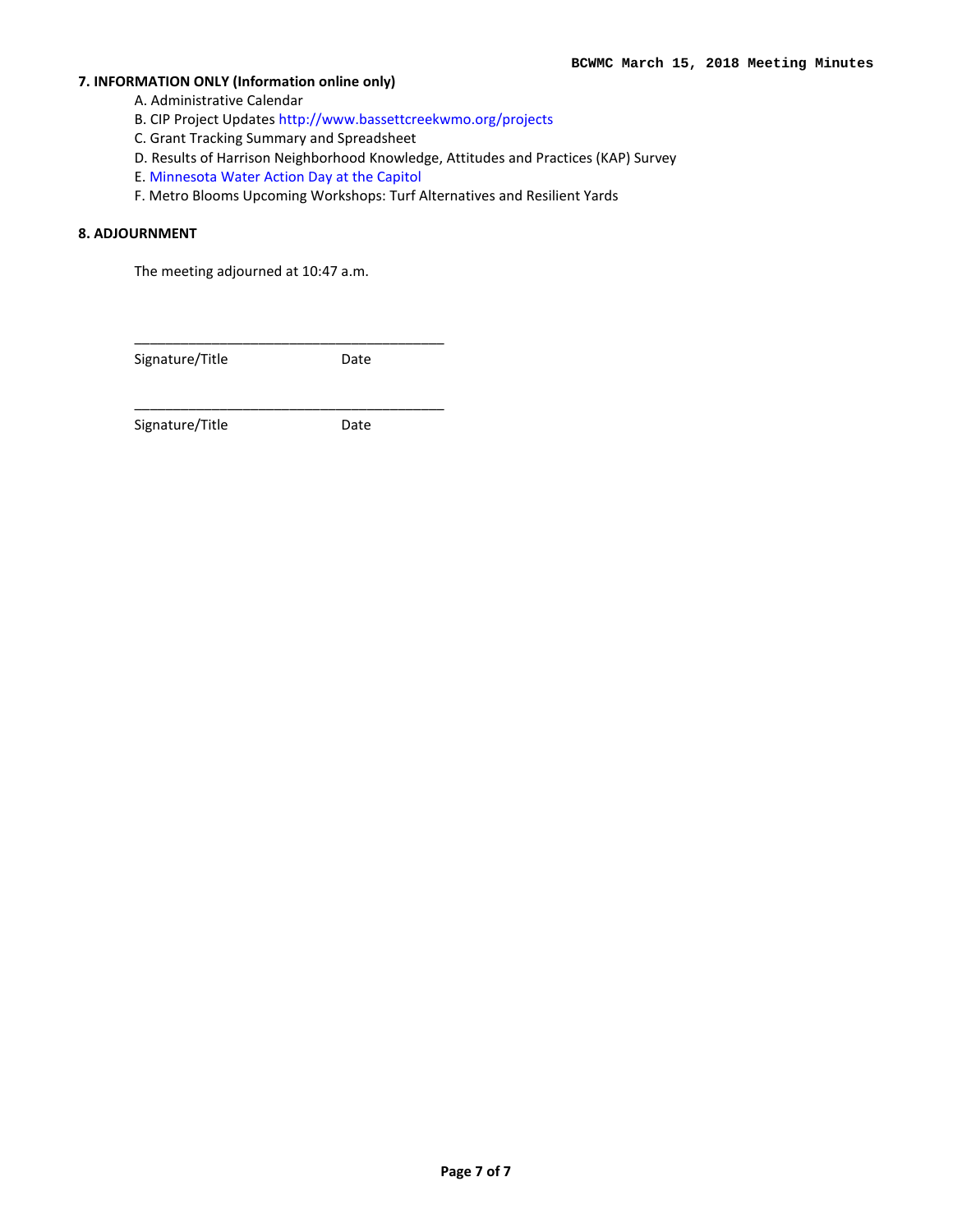**7. INFORMATION ONLY (Information online only)**

A. Administrative Calendar
B. CIP Project Updates http://www.bassettcreekwmo.org/projects
C. Grant Tracking Summary and Spreadsheet
D. Results of Harrison Neighborhood Knowledge, Attitudes and Practices (KAP) Survey
E. Minnesota Water Action Day at the Capitol
F. Metro Blooms Upcoming Workshops: Turf Alternatives and Resilient Yards

**8. ADJOURNMENT**

The meeting adjourned at 10:47 a.m.

\_\_\_\_\_\_\_\_\_\_\_\_\_\_\_\_\_\_\_\_\_\_\_\_\_\_\_\_\_\_\_\_\_\_\_\_\_\_\_\_

Signature/Title Date

\_\_\_\_\_\_\_\_\_\_\_\_\_\_\_\_\_\_\_\_\_\_\_\_\_\_\_\_\_\_\_\_\_\_\_\_\_\_\_\_

Signature/Title Date